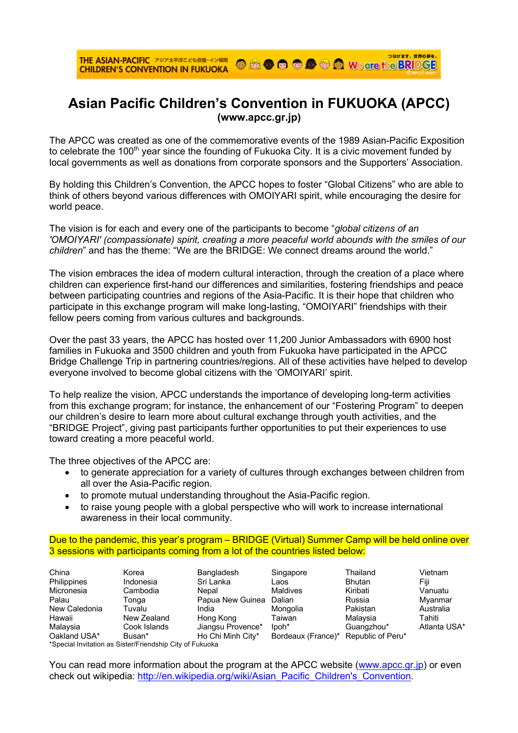# Asian Pacific Children's Convention in FUKUOKA (APCC)

**(www.apcc.gr.jp)**

The APCC was created as one of the commemorative events of the 1989 Asian-Pacific Exposition to celebrate the 100th year since the founding of Fukuoka City. It is a civic movement funded by local governments as well as donations from corporate sponsors and the Supporters' Association.

By holding this Children's Convention, the APCC hopes to foster "Global Citizens" who are able to think of others beyond various differences with OMOIYARI spirit, while encouraging the desire for world peace.

The vision is for each and every one of the participants to become "*global citizens of an 'OMOIYARI' (compassionate) spirit, creating a more peaceful world abounds with the smiles of our children*" and has the theme: "We are the BRIDGE: We connect dreams around the world."

The vision embraces the idea of modern cultural interaction, through the creation of a place where children can experience first-hand our differences and similarities, fostering friendships and peace between participating countries and regions of the Asia-Pacific. It is their hope that children who participate in this exchange program will make long-lasting, "OMOIYARI" friendships with their fellow peers coming from various cultures and backgrounds.

Over the past 33 years, the APCC has hosted over 11,200 Junior Ambassadors with 6900 host families in Fukuoka and 3500 children and youth from Fukuoka have participated in the APCC Bridge Challenge Trip in partnering countries/regions. All of these activities have helped to develop everyone involved to become global citizens with the 'OMOIYARI' spirit.

To help realize the vision, APCC understands the importance of developing long-term activities from this exchange program; for instance, the enhancement of our "Fostering Program" to deepen our children's desire to learn more about cultural exchange through youth activities, and the "BRIDGE Project", giving past participants further opportunities to put their experiences to use toward creating a more peaceful world.

The three objectives of the APCC are:

- to generate appreciation for a variety of cultures through exchanges between children from all over the Asia-Pacific region.
- to promote mutual understanding throughout the Asia-Pacific region.
- to raise young people with a global perspective who will work to increase international awareness in their local community.

Due to the pandemic, this year's program – BRIDGE (Virtual) Summer Camp will be held online over 3 sessions with participants coming from a lot of the countries listed below:

| | | | | | |
|---|---|---|---|---|---|
| China | Korea | Bangladesh | Singapore | Thailand | Vietnam |
| Philippines | Indonesia | Sri Lanka | Laos | Bhutan | Fiji |
| Micronesia | Cambodia | Nepal | Maldives | Kiribati | Vanuatu |
| Palau | Tonga | Papua New Guinea | Dalian | Russia | Myanmar |
| New Caledonia | Tuvalu | India | Mongolia | Pakistan | Australia |
| Hawaii | New Zealand | Hong Kong | Taiwan | Malaysia | Tahiti |
| Malaysia | Cook Islands | Jiangsu Provence* | Ipoh* | Guangzhou* | Atlanta USA* |
| Oakland USA* | Busan* | Ho Chi Minh City* | Bordeaux (France)* | Republic of Peru* | |

*Special Invitation as Sister/Friendship City of Fukuoka

You can read more information about the program at the APCC website (www.apcc.gr.jp) or even check out wikipedia: http://en.wikipedia.org/wiki/Asian_Pacific_Children's_Convention.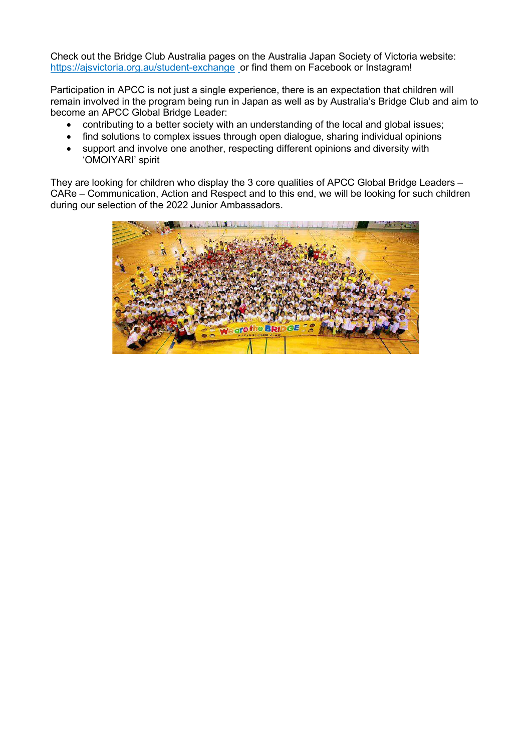Check out the Bridge Club Australia pages on the Australia Japan Society of Victoria website: https://ajsvictoria.org.au/student-exchange or find them on Facebook or Instagram!

Participation in APCC is not just a single experience, there is an expectation that children will remain involved in the program being run in Japan as well as by Australia's Bridge Club and aim to become an APCC Global Bridge Leader:

- contributing to a better society with an understanding of the local and global issues;
- find solutions to complex issues through open dialogue, sharing individual opinions
- support and involve one another, respecting different opinions and diversity with 'OMOIYARI' spirit

They are looking for children who display the 3 core qualities of APCC Global Bridge Leaders – CARe – Communication, Action and Respect and to this end, we will be looking for such children during our selection of the 2022 Junior Ambassadors.